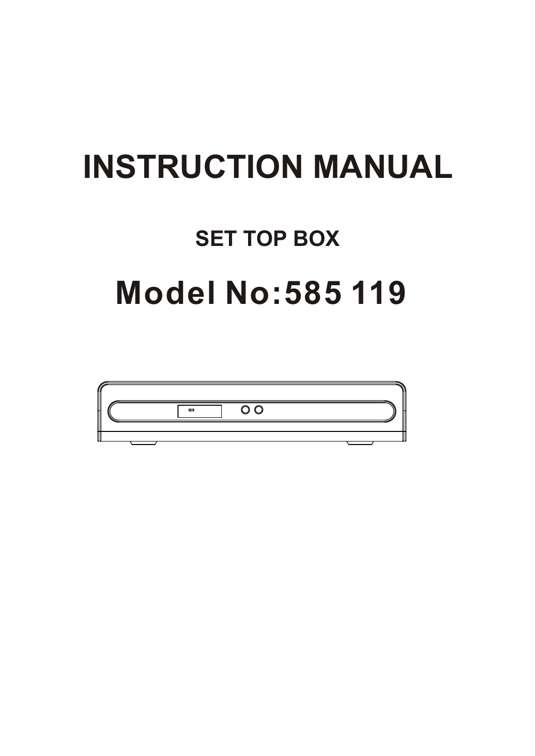# INSTRUCTION MANUAL

## SET TOP BOX

# Model No:585 119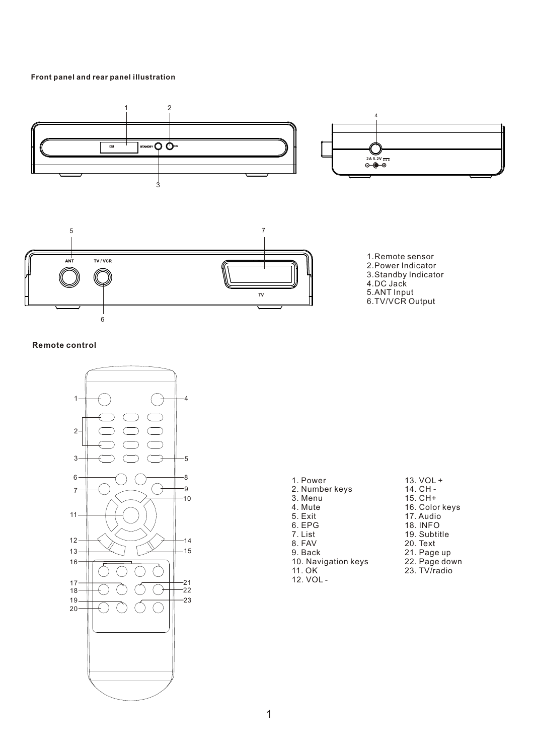**Front panel and rear panel illustration**

1.Remote sensor
2.Power Indicator
3.Standby Indicator
4.DC Jack
5.ANT Input
6.TV/VCR Output

**Remote control**

1. Power
2. Number keys
3. Menu
4. Mute
5. Exit
6. EPG
7. List
8. FAV
9. Back
10. Navigation keys
11. OK
12. VOL -
13. VOL +
14. CH -
15. CH+
16. Color keys
17. Audio
18. INFO
19. Subtitle
20. Text
21. Page up
22. Page down
23. TV/radio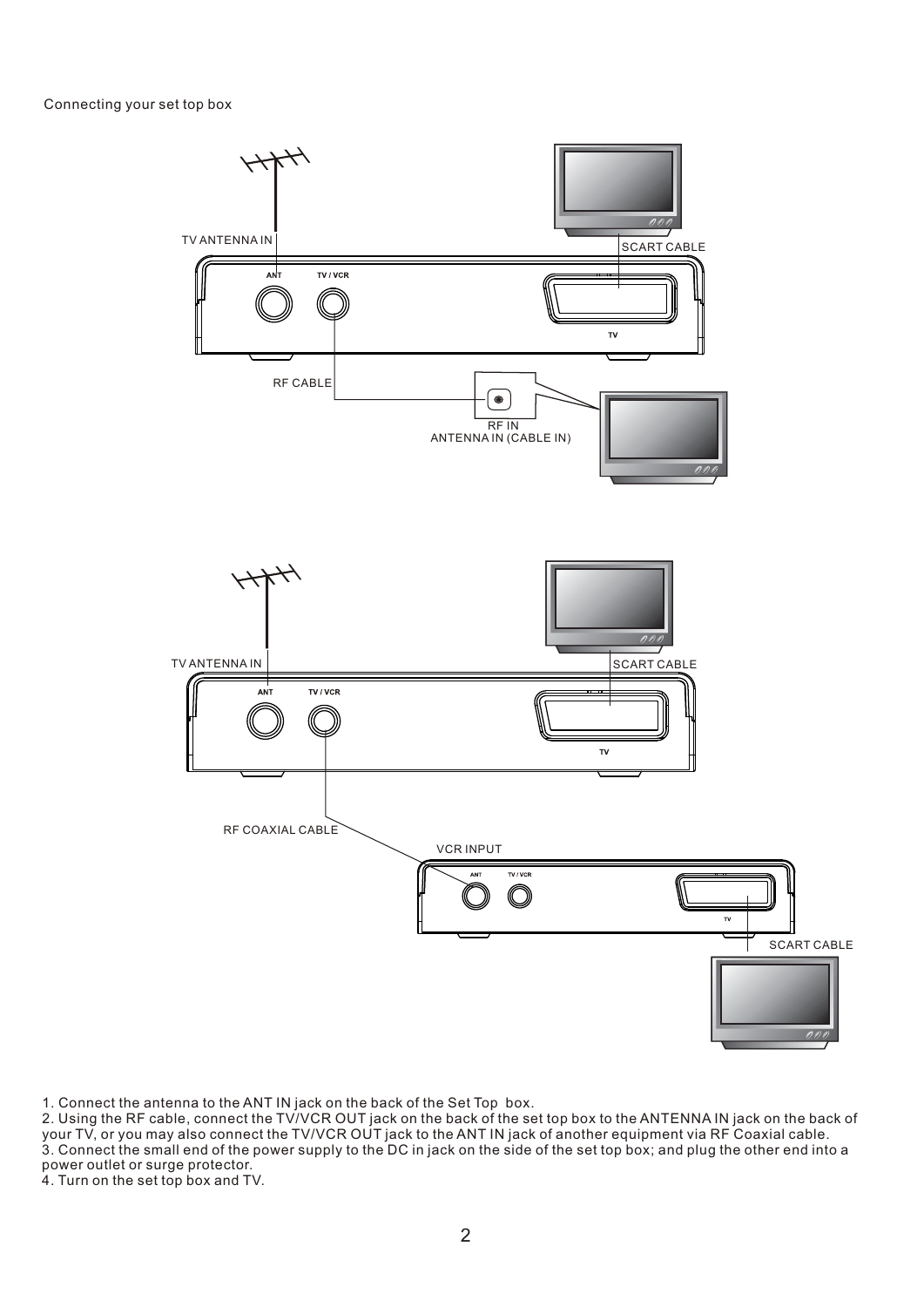Connecting your set top box

TV ANTENNA IN

ANT

TV / VCR

SCART CABLE

TV

RF CABLE

RF IN

ANTENNA IN (CABLE IN)

TV ANTENNA IN

ANT

TV / VCR

SCART CABLE

TV

RF COAXIAL CABLE

VCR INPUT

ANT

TV / VCR

TV

SCART CABLE

1. Connect the antenna to the ANT IN jack on the back of the Set Top box.
2. Using the RF cable, connect the TV/VCR OUT jack on the back of the set top box to the ANTENNA IN jack on the back of your TV, or you may also connect the TV/VCR OUT jack to the ANT IN jack of another equipment via RF Coaxial cable.
3. Connect the small end of the power supply to the DC in jack on the side of the set top box; and plug the other end into a power outlet or surge protector.
4. Turn on the set top box and TV.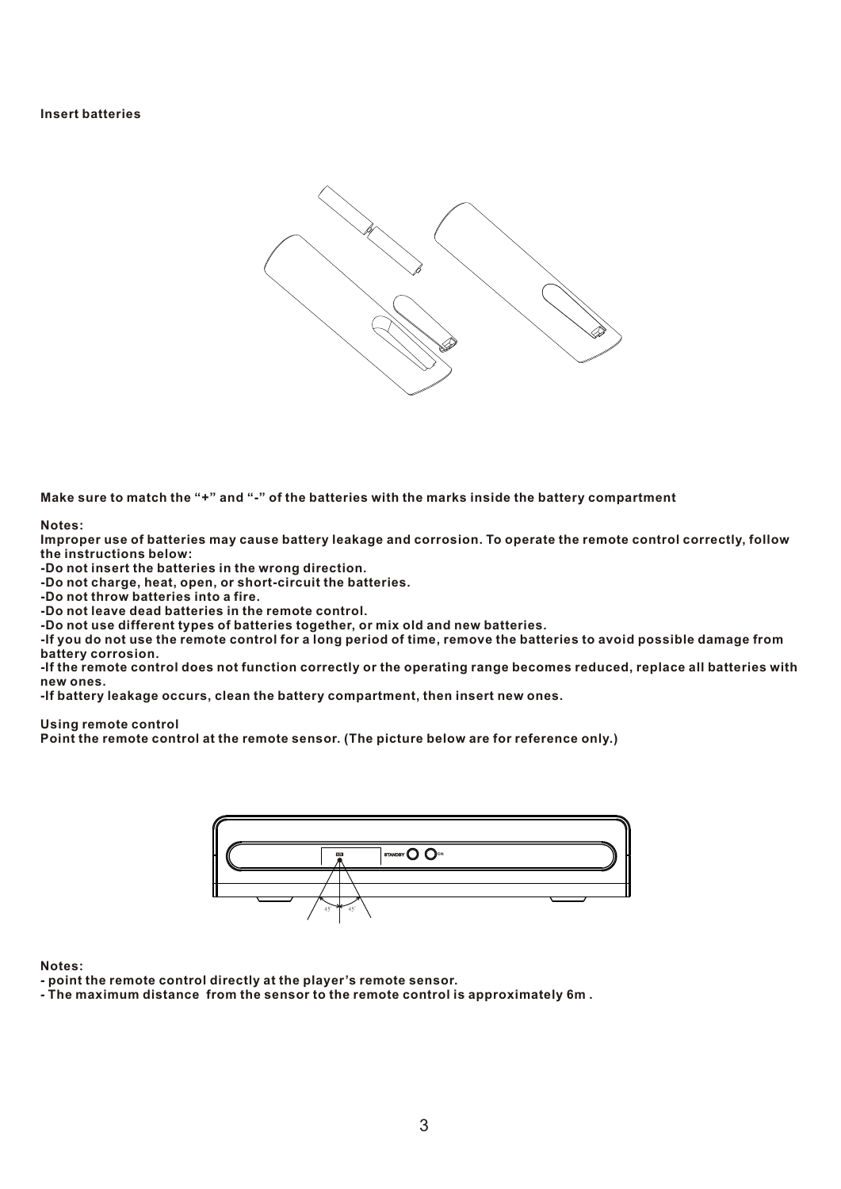**Insert batteries**

**Make sure to match the "+" and "-" of the batteries with the marks inside the battery compartment**

**Notes:**

**Improper use of batteries may cause battery leakage and corrosion. To operate the remote control correctly, follow the instructions below:**

**-Do not insert the batteries in the wrong direction.**

**-Do not charge, heat, open, or short-circuit the batteries.**

**-Do not throw batteries into a fire.**

**-Do not leave dead batteries in the remote control.**

**-Do not use different types of batteries together, or mix old and new batteries.**

**-If you do not use the remote control for a long period of time, remove the batteries to avoid possible damage from battery corrosion.**

**-If the remote control does not function correctly or the operating range becomes reduced, replace all batteries with new ones.**

**-If battery leakage occurs, clean the battery compartment, then insert new ones.**

**Using remote control**

**Point the remote control at the remote sensor. (The picture below are for reference only.)**

STANDBY ON

45° 45°

**Notes:**

**- point the remote control directly at the player's remote sensor.**

**- The maximum distance from the sensor to the remote control is approximately 6m .**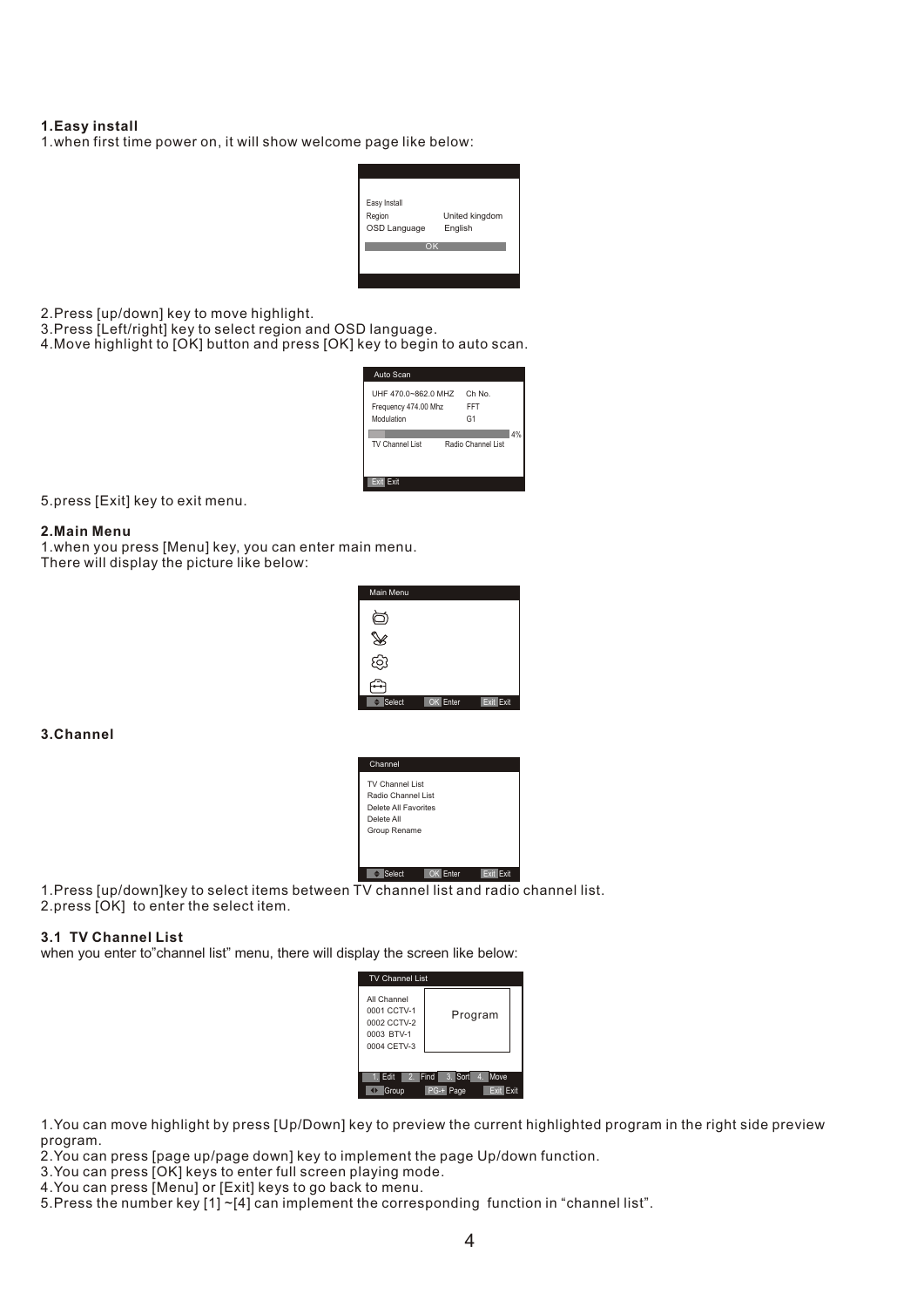## 1.Easy install

1.when first time power on, it will show welcome page like below:

Easy Install
Region United kingdom
OSD Language English
OK

2.Press [up/down] key to move highlight.
3.Press [Left/right] key to select region and OSD language.
4.Move highlight to [OK] button and press [OK] key to begin to auto scan.

Auto Scan
UHF 470.0~862.0 MHZ Ch No.
Frequency 474.00 Mhz FFT
Modulation G1
4%
TV Channel List Radio Channel List
Exit Exit

5.press [Exit] key to exit menu.

## 2.Main Menu

1.when you press [Menu] key, you can enter main menu.
There will display the picture like below:

Main Menu
Select OK Enter Exit Exit

## 3.Channel

Channel
TV Channel List
Radio Channel List
Delete All Favorites
Delete All
Group Rename
Select OK Enter Exit Exit

1.Press [up/down]key to select items between TV channel list and radio channel list.
2.press [OK] to enter the select item.

### 3.1 TV Channel List

when you enter to"channel list" menu, there will display the screen like below:

TV Channel List
All Channel
0001 CCTV-1
0002 CCTV-2
0003 BTV-1
0004 CETV-3
Program
1. Edit 2. Find 3. Sort 4. Move
Group PG+- Page Exit Exit

1.You can move highlight by press [Up/Down] key to preview the current highlighted program in the right side preview program.
2.You can press [page up/page down] key to implement the page Up/down function.
3.You can press [OK] keys to enter full screen playing mode.
4.You can press [Menu] or [Exit] keys to go back to menu.
5.Press the number key [1] ~[4] can implement the corresponding function in "channel list".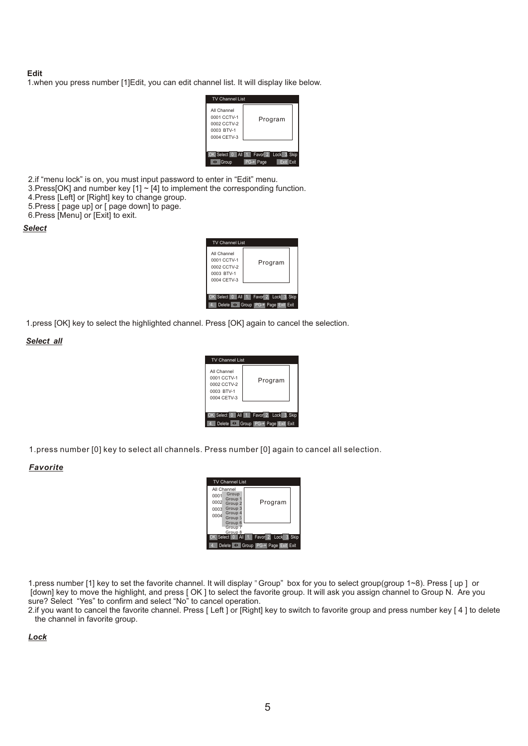**Edit**

1.when you press number [1]Edit, you can edit channel list. It will display like below.

TV Channel List

All Channel
0001 CCTV-1
0002 CCTV-2
0003 BTV-1
0004 CETV-3

Program

OK Select 0 All 1. Favor 2. Lock 3. Skip
Group PG-+ Page Exit Exit

2.if “menu lock” is on, you must input password to enter in “Edit” menu.
3.Press[OK] and number key [1] ~ [4] to implement the corresponding function.
4.Press [Left] or [Right] key to change group.
5.Press [ page up] or [ page down] to page.
6.Press [Menu] or [Exit] to exit.

***Select***

TV Channel List

All Channel
0001 CCTV-1
0002 CCTV-2
0003 BTV-1
0004 CETV-3

Program

OK Select 0 All 1. Favor 2. Lock 3. Skip
4. Delete Group PG-+ Page Exit Exit

1.press [OK] key to select the highlighted channel. Press [OK] again to cancel the selection.

***Select all***

TV Channel List

All Channel
0001 CCTV-1
0002 CCTV-2
0003 BTV-1
0004 CETV-3

Program

OK Select 0 All 1. Favor 2. Lock 3. Skip
4. Delete Group PG-+ Page Exit Exit

1.press number [0] key to select all channels. Press number [0] again to cancel all selection.

***Favorite***

TV Channel List

All Channel
0001 Group
0002 Group 1
0003 Group 2
0004 Group 3
Group 4
Group 5
Group 6
Group 7
Group 8

Program

OK Select 0 All 1. Favor 2 Lock 3. Skip
4. Delete Group PG-+ Page Exit Exit

1.press number [1] key to set the favorite channel. It will display "Group" box for you to select group(group 1~8). Press [ up ] or [down] key to move the highlight, and press [ OK ] to select the favorite group. It will ask you assign channel to Group N. Are you sure? Select "Yes" to confirm and select "No" to cancel operation.
2.if you want to cancel the favorite channel. Press [ Left ] or [Right] key to switch to favorite group and press number key [ 4 ] to delete the channel in favorite group.

***Lock***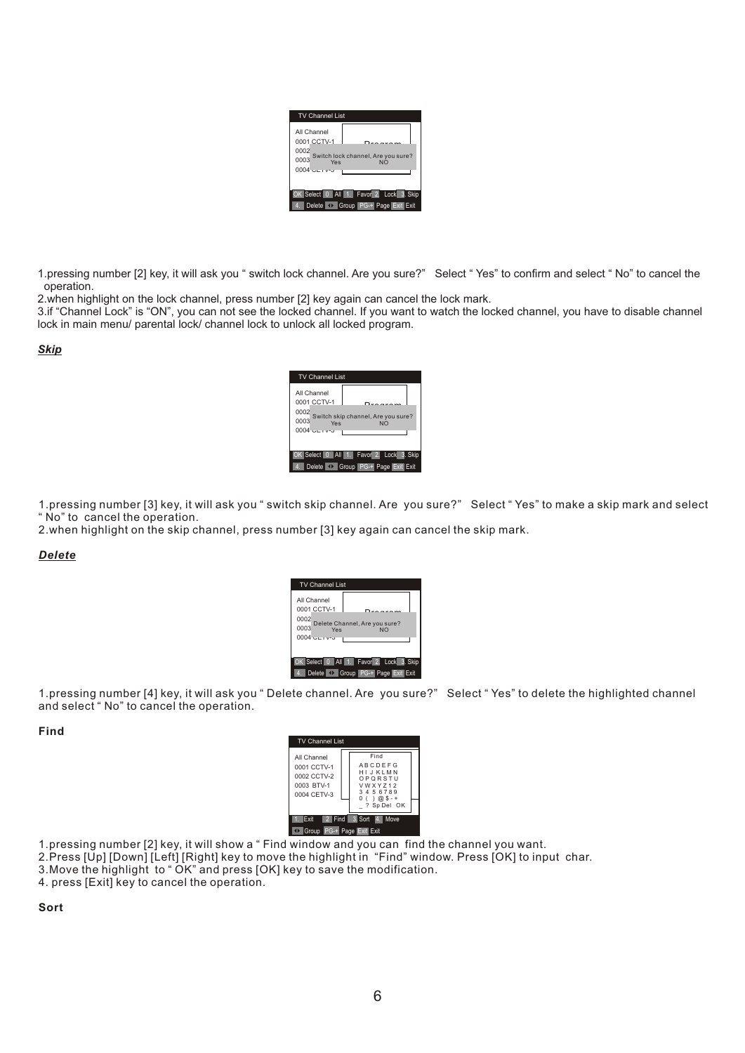1.pressing number [2] key, it will ask you " switch lock channel. Are you sure?"  Select " Yes" to confirm and select " No" to cancel the operation.
2.when highlight on the lock channel, press number [2] key again can cancel the lock mark.
3.if "Channel Lock" is "ON", you can not see the locked channel. If you want to watch the locked channel, you have to disable channel lock in main menu/ parental lock/ channel lock to unlock all locked program.

***Skip***

1.pressing number [3] key, it will ask you " switch skip channel. Are you sure?"  Select " Yes" to make a skip mark and select " No" to cancel the operation.
2.when highlight on the skip channel, press number [3] key again can cancel the skip mark.

***Delete***

1.pressing number [4] key, it will ask you " Delete channel. Are you sure?"  Select " Yes" to delete the highlighted channel and select " No" to cancel the operation.

**Find**

1.pressing number [2] key, it will show a " Find window and you can find the channel you want.
2.Press [Up] [Down] [Left] [Right] key to move the highlight in "Find" window. Press [OK] to input char.
3.Move the highlight to " OK" and press [OK] key to save the modification.
4. press [Exit] key to cancel the operation.

**Sort**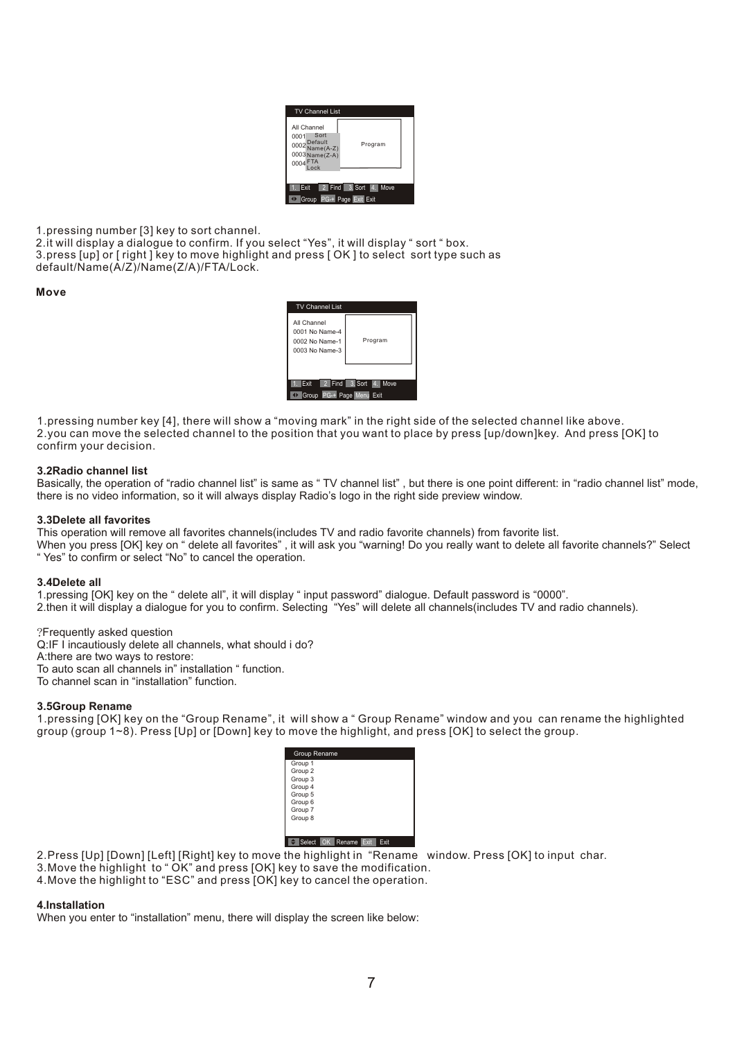1.pressing number [3] key to sort channel.
2.it will display a dialogue to confirm. If you select "Yes", it will display " sort " box.
3.press [up] or [ right ] key to move highlight and press [ OK ] to select sort type such as default/Name(A/Z)/Name(Z/A)/FTA/Lock.

**Move**

1.pressing number key [4], there will show a "moving mark" in the right side of the selected channel like above.
2.you can move the selected channel to the position that you want to place by press [up/down]key. And press [OK] to confirm your decision.

### 3.2Radio channel list

Basically, the operation of "radio channel list" is same as " TV channel list" , but there is one point different: in "radio channel list" mode, there is no video information, so it will always display Radio's logo in the right side preview window.

### 3.3Delete all favorites

This operation will remove all favorites channels(includes TV and radio favorite channels) from favorite list.
When you press [OK] key on " delete all favorites" , it will ask you "warning! Do you really want to delete all favorite channels?" Select " Yes" to confirm or select "No" to cancel the operation.

### 3.4Delete all

1.pressing [OK] key on the " delete all", it will display " input password" dialogue. Default password is "0000".
2.then it will display a dialogue for you to confirm. Selecting "Yes" will delete all channels(includes TV and radio channels).

?Frequently asked question
Q:IF I incautiously delete all channels, what should i do?
A:there are two ways to restore:
To auto scan all channels in" installation " function.
To channel scan in "installation" function.

### 3.5Group Rename

1.pressing [OK] key on the "Group Rename", it will show a " Group Rename" window and you can rename the highlighted group (group 1~8). Press [Up] or [Down] key to move the highlight, and press [OK] to select the group.

2.Press [Up] [Down] [Left] [Right] key to move the highlight in "Rename window. Press [OK] to input char.
3.Move the highlight to " OK" and press [OK] key to save the modification.
4.Move the highlight to "ESC" and press [OK] key to cancel the operation.

## 4.Installation

When you enter to "installation" menu, there will display the screen like below: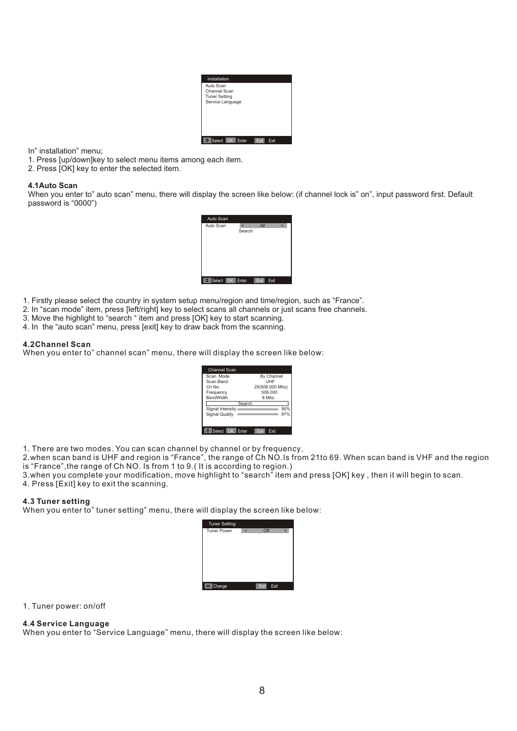Installation

Auto Scan
Channel Scan
Tuner Setting
Service Language

Select OK Enter Exit Exit

In" installation" menu;

1. Press [up/down]key to select menu items among each item.
2. Press [OK] key to enter the selected item.

### 4.1Auto Scan

When you enter to" auto scan" menu, there will display the screen like below: (if channel lock is" on", input password first. Default password is "0000")

Auto Scan

Auto Scan < All >
Search

Select OK Enter Exit Exit

1. Firstly please select the country in system setup menu/region and time/region, such as "France".
2. In "scan mode" item, press [left/right] key to select scans all channels or just scans free channels.
3. Move the highlight to "search " item and press [OK] key to start scanning.
4. In the "auto scan" menu, press [exit] key to draw back from the scanning.

### 4.2Channel Scan

When you enter to" channel scan" menu, there will display the screen like below:

Channel Scan

| | |
|---|---|
| Scan Mode | By Channel |
| Scan Band | UHF |
| Ch No. | 25(506.000 Mhz) |
| Frequency | 506.000 |
| BandWidth | 8 Mhz |

Search

Signal Intensity 90%
Signal Quality 97%

Select OK Enter Exit Exit

1. There are two modes. You can scan channel by channel or by frequency.
2. when scan band is UHF and region is "France", the range of Ch NO.Is from 21to 69. When scan band is VHF and the region is "France",the range of Ch NO. Is from 1 to 9.( It is according to region.)
3. when you complete your modification, move highlight to "search" item and press [OK] key , then it will begin to scan.
4. Press [Exit] key to exit the scanning.

### 4.3 Tuner setting

When you enter to" tuner setting" menu, there will display the screen like below:

Tuner Setting

Tuner Power < Off >

Change Exit Exit

1. Tuner power: on/off

### 4.4 Service Language

When you enter to "Service Language" menu, there will display the screen like below: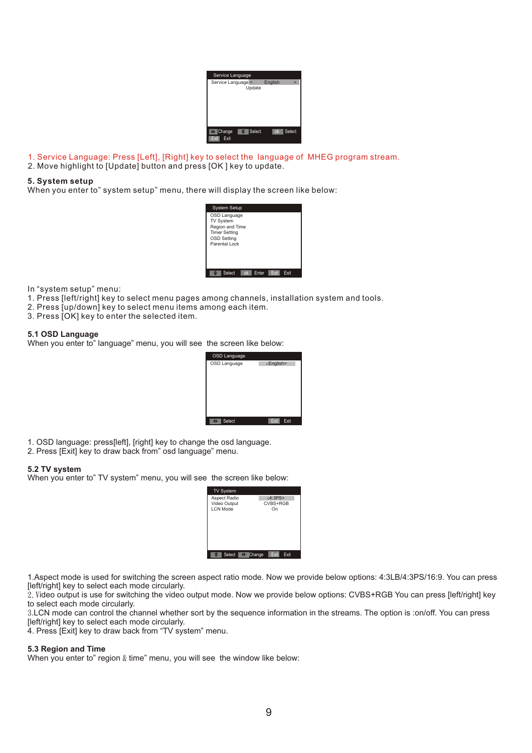Service Language
Service Language < English >
Update
Change Select ok Select
Exit Exit

1. Service Language: Press [Left], [Right] key to select the language of MHEG program stream.
2. Move highlight to [Update] button and press [OK ] key to update.

**5. System setup**

When you enter to" system setup" menu, there will display the screen like below:

System Setup
OSD Language
TV System
Region and Time
Timer Setting
OSD Setting
Parental Lock
Select ok Enter Exit Exit

In "system setup" menu:

1. Press [left/right] key to select menu pages among channels, installation system and tools.
2. Press [up/down] key to select menu items among each item.
3. Press [OK] key to enter the selected item.

**5.1 OSD Language**

When you enter to" language" menu, you will see the screen like below:

OSD Language
OSD Language <English>
Select Exit Exit

1. OSD language: press[left], [right] key to change the osd language.
2. Press [Exit] key to draw back from" osd language" menu.

**5.2 TV system**

When you enter to" TV system" menu, you will see the screen like below:

TV System
Aspect Radio <4:3PS>
Video Output CVBS+RGB
LCN Mode On
Select Change Exit Exit

1.Aspect mode is used for switching the screen aspect ratio mode. Now we provide below options: 4:3LB/4:3PS/16:9. You can press [left/right] key to select each mode circularly.
2. Video output is use for switching the video output mode. Now we provide below options: CVBS+RGB You can press [left/right] key to select each mode circularly.
3.LCN mode can control the channel whether sort by the sequence information in the streams. The option is :on/off. You can press [left/right] key to select each mode circularly.
4. Press [Exit] key to draw back from "TV system" menu.

**5.3 Region and Time**

When you enter to" region & time" menu, you will see the window like below: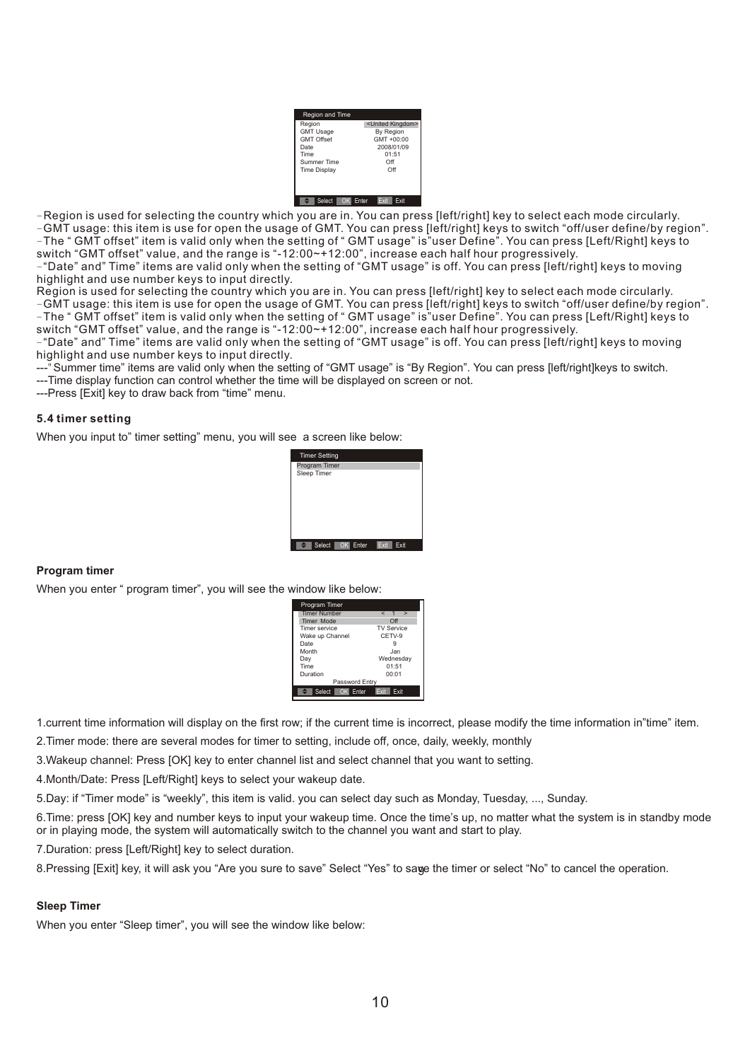| Region and Time | |
|---|---|
| Region | <United Kingdom> |
| GMT Usage | By Region |
| GMT Offset | GMT +00:00 |
| Date | 2008/01/09 |
| Time | 01:51 |
| Summer Time | Off |
| Time Display | Off |

Select OK Enter Exit Exit

-Region is used for selecting the country which you are in. You can press [left/right] key to select each mode circularly.
-GMT usage: this item is use for open the usage of GMT. You can press [left/right] keys to switch "off/user define/by region".
-The " GMT offset" item is valid only when the setting of " GMT usage" is"user Define". You can press [Left/Right] keys to switch "GMT offset" value, and the range is "-12:00~+12:00", increase each half hour progressively.
-"Date" and" Time" items are valid only when the setting of "GMT usage" is off. You can press [left/right] keys to moving highlight and use number keys to input directly.
Region is used for selecting the country which you are in. You can press [left/right] key to select each mode circularly.
-GMT usage: this item is use for open the usage of GMT. You can press [left/right] keys to switch "off/user define/by region".
-The " GMT offset" item is valid only when the setting of " GMT usage" is"user Define". You can press [Left/Right] keys to switch "GMT offset" value, and the range is "-12:00~+12:00", increase each half hour progressively.
-"Date" and" Time" items are valid only when the setting of "GMT usage" is off. You can press [left/right] keys to moving highlight and use number keys to input directly.
---" Summer time" items are valid only when the setting of "GMT usage" is "By Region". You can press [left/right]keys to switch.
---Time display function can control whether the time will be displayed on screen or not.
---Press [Exit] key to draw back from "time" menu.

### 5.4 timer setting

When you input to" timer setting" menu, you will see a screen like below:

Timer Setting
Program Timer
Sleep Timer

Select OK Enter Exit Exit

**Program timer**

When you enter " program timer", you will see the window like below:

| Program Timer | |
|---|---|
| Timer Number | < 1 > |
| Timer Mode | Off |
| Timer service | TV Service |
| Wake up Channel | CETV-9 |
| Date | 9 |
| Month | Jan |
| Day | Wednesday |
| Time | 01:51 |
| Duration | 00:01 |

Password Entry

Select OK Enter Exit Exit

1.current time information will display on the first row; if the current time is incorrect, please modify the time information in"time" item.

2.Timer mode: there are several modes for timer to setting, include off, once, daily, weekly, monthly

3.Wakeup channel: Press [OK] key to enter channel list and select channel that you want to setting.

4.Month/Date: Press [Left/Right] keys to select your wakeup date.

5.Day: if "Timer mode" is "weekly", this item is valid. you can select day such as Monday, Tuesday, ..., Sunday.

6.Time: press [OK] key and number keys to input your wakeup time. Once the time's up, no matter what the system is in standby mode or in playing mode, the system will automatically switch to the channel you want and start to play.

7.Duration: press [Left/Right] key to select duration.

8.Pressing [Exit] key, it will ask you "Are you sure to save" Select "Yes" to save the timer or select "No" to cancel the operation.

**Sleep Timer**

When you enter "Sleep timer", you will see the window like below: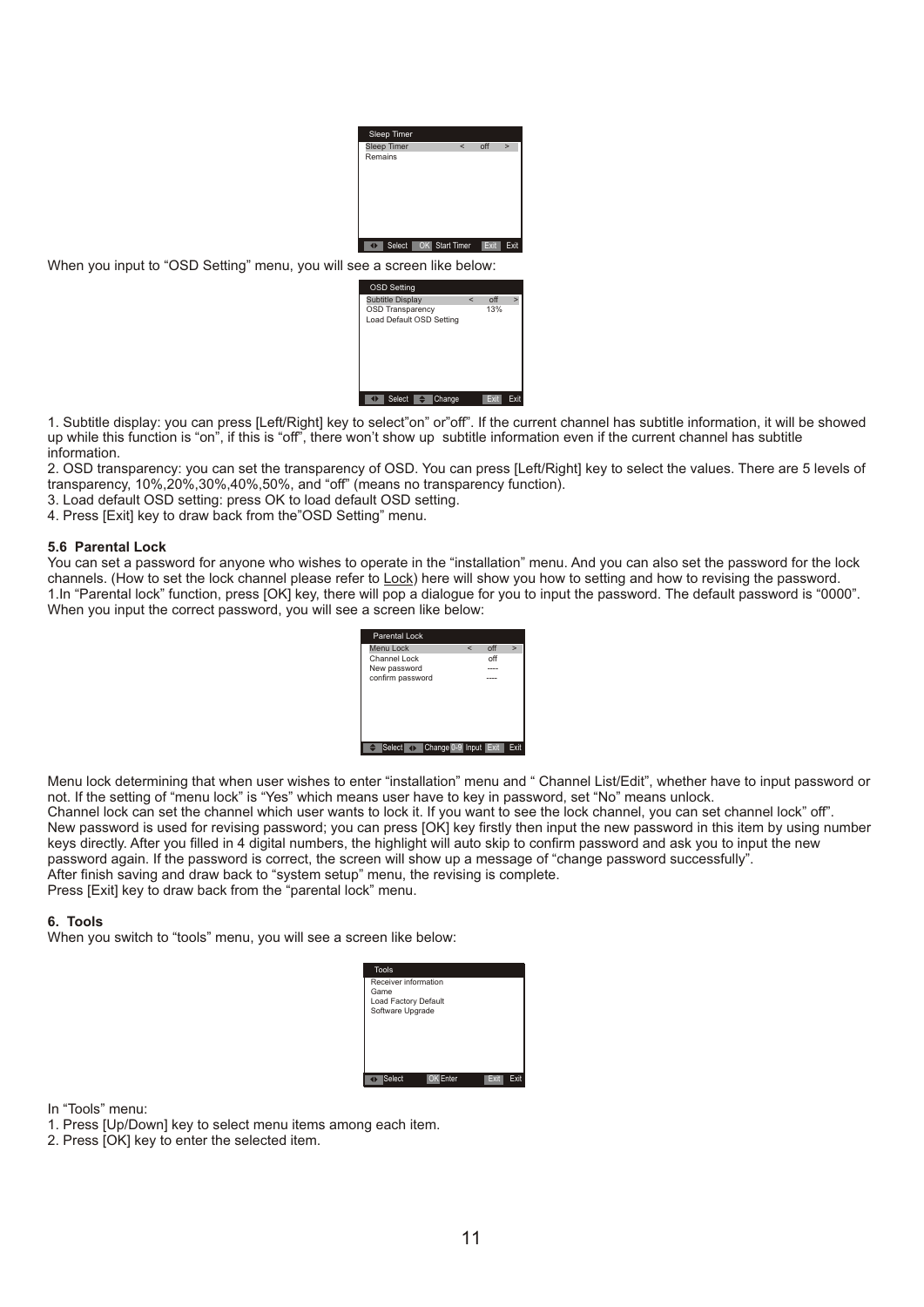Sleep Timer

Sleep Timer < off >

Remains

Select OK Start Timer Exit Exit

When you input to “OSD Setting” menu, you will see a screen like below:

OSD Setting

Subtitle Display < off >

OSD Transparency 13%

Load Default OSD Setting

Select Change Exit Exit

1. Subtitle display: you can press [Left/Right] key to select”on” or”off”. If the current channel has subtitle information, it will be showed up while this function is “on”, if this is “off”, there won’t show up subtitle information even if the current channel has subtitle information.
2. OSD transparency: you can set the transparency of OSD. You can press [Left/Right] key to select the values. There are 5 levels of transparency, 10%,20%,30%,40%,50%, and “off” (means no transparency function).
3. Load default OSD setting: press OK to load default OSD setting.
4. Press [Exit] key to draw back from the”OSD Setting” menu.

**5.6 Parental Lock**

You can set a password for anyone who wishes to operate in the “installation” menu. And you can also set the password for the lock channels. (How to set the lock channel please refer to Lock) here will show you how to setting and how to revising the password.
1.In “Parental lock” function, press [OK] key, there will pop a dialogue for you to input the password. The default password is “0000”. When you input the correct password, you will see a screen like below:

Parental Lock

Menu Lock < off >

Channel Lock off

New password ----

confirm password ----

Select Change 0-9 Input Exit Exit

Menu lock determining that when user wishes to enter “installation” menu and “ Channel List/Edit”, whether have to input password or not. If the setting of “menu lock” is “Yes” which means user have to key in password, set “No” means unlock.
Channel lock can set the channel which user wants to lock it. If you want to see the lock channel, you can set channel lock” off”.
New password is used for revising password; you can press [OK] key firstly then input the new password in this item by using number keys directly. After you filled in 4 digital numbers, the highlight will auto skip to confirm password and ask you to input the new password again. If the password is correct, the screen will show up a message of “change password successfully”.
After finish saving and draw back to “system setup” menu, the revising is complete.
Press [Exit] key to draw back from the “parental lock” menu.

**6. Tools**

When you switch to “tools” menu, you will see a screen like below:

Tools

Receiver information

Game

Load Factory Default

Software Upgrade

Select OK Enter Exit Exit

In “Tools” menu:
1. Press [Up/Down] key to select menu items among each item.
2. Press [OK] key to enter the selected item.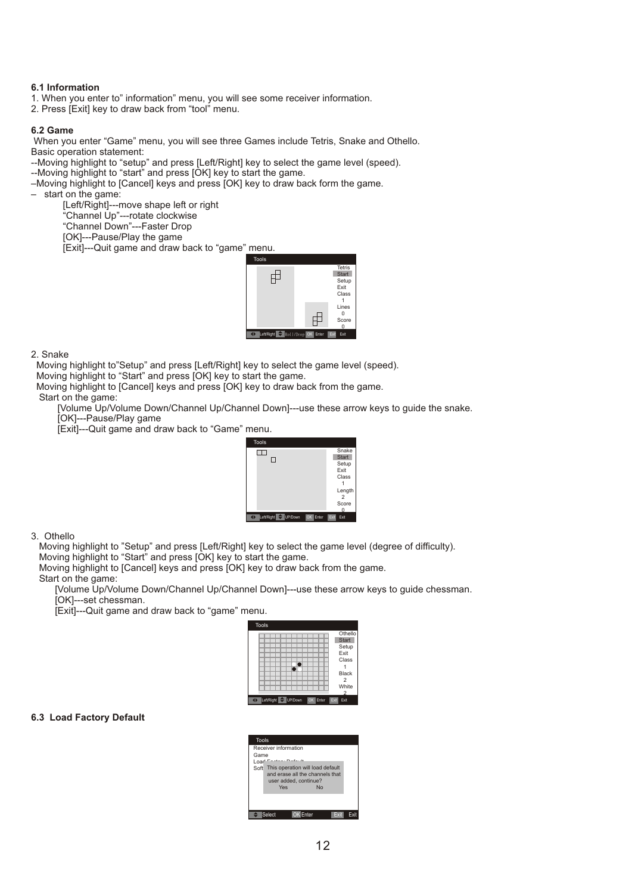**6.1 Information**

1. When you enter to" information" menu, you will see some receiver information.
2. Press [Exit] key to draw back from "tool" menu.

**6.2 Game**

When you enter "Game" menu, you will see three Games include Tetris, Snake and Othello.
Basic operation statement:
--Moving highlight to "setup" and press [Left/Right] key to select the game level (speed).
--Moving highlight to "start" and press [OK] key to start the game.
–Moving highlight to [Cancel] keys and press [OK] key to draw back form the game.
– start on the game:

[Left/Right]---move shape left or right
"Channel Up"---rotate clockwise
"Channel Down"---Faster Drop
[OK]---Pause/Play the game
[Exit]---Quit game and draw back to "game" menu.

Tools
Tetris
Start
Setup
Exit
Class
1
Lines
0
Score
0
Left/Right Roll/Drop OK Enter Exit Exit

2. Snake

Moving highlight to"Setup" and press [Left/Right] key to select the game level (speed).
Moving highlight to "Start" and press [OK] key to start the game.
Moving highlight to [Cancel] keys and press [OK] key to draw back from the game.
Start on the game:

[Volume Up/Volume Down/Channel Up/Channel Down]---use these arrow keys to guide the snake.
[OK]---Pause/Play game
[Exit]---Quit game and draw back to "Game" menu.

Tools
Snake
Start
Setup
Exit
Class
1
Length
2
Score
0
Left/Right UP/Down OK Enter Exit Exit

3. Othello

Moving highlight to "Setup" and press [Left/Right] key to select the game level (degree of difficulty).
Moving highlight to "Start" and press [OK] key to start the game.
Moving highlight to [Cancel] keys and press [OK] key to draw back from the game.
Start on the game:

[Volume Up/Volume Down/Channel Up/Channel Down]---use these arrow keys to guide chessman.
[OK]---set chessman.
[Exit]---Quit game and draw back to "game" menu.

Tools
Othello
Start
Setup
Exit
Class
1
Black
2
White
2
Left/Right UP/Down OK Enter Exit Exit

**6.3 Load Factory Default**

Tools
Receiver information
Game
Load Factory Default
Soft
This operation will load default and erase all the channels that user added, continue?
Yes No
Select OK Enter Exit Exit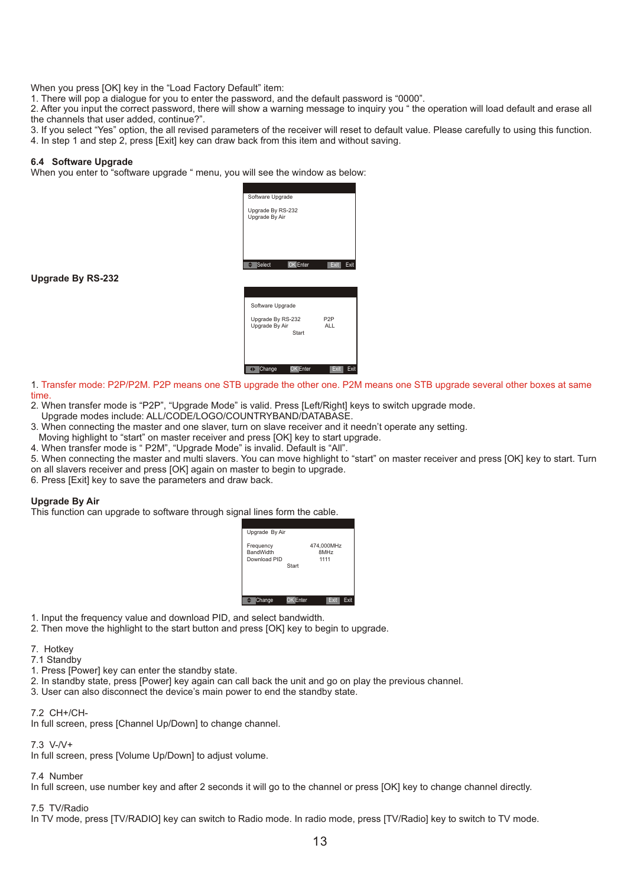When you press [OK] key in the “Load Factory Default” item:

1. There will pop a dialogue for you to enter the password, and the default password is “0000”.
2. After you input the correct password, there will show a warning message to inquiry you “ the operation will load default and erase all the channels that user added, continue?”.
3. If you select “Yes” option, the all revised parameters of the receiver will reset to default value. Please carefully to using this function.
4. In step 1 and step 2, press [Exit] key can draw back from this item and without saving.

**6.4 Software Upgrade**

When you enter to “software upgrade “ menu, you will see the window as below:

Software Upgrade

Upgrade By RS-232
Upgrade By Air

Select OK Enter Exit Exit

**Upgrade By RS-232**

Software Upgrade

Upgrade By RS-232 P2P
Upgrade By Air ALL
Start

Change OK Enter Exit Exit

1. Transfer mode: P2P/P2M. P2P means one STB upgrade the other one. P2M means one STB upgrade several other boxes at same time.
2. When transfer mode is “P2P”, “Upgrade Mode” is valid. Press [Left/Right] keys to switch upgrade mode.
   Upgrade modes include: ALL/CODE/LOGO/COUNTRYBAND/DATABASE.
3. When connecting the master and one slaver, turn on slave receiver and it needn’t operate any setting.
   Moving highlight to “start” on master receiver and press [OK] key to start upgrade.
4. When transfer mode is “ P2M”, “Upgrade Mode” is invalid. Default is “All”.
5. When connecting the master and multi slavers. You can move highlight to “start” on master receiver and press [OK] key to start. Turn on all slavers receiver and press [OK] again on master to begin to upgrade.
6. Press [Exit] key to save the parameters and draw back.

**Upgrade By Air**

This function can upgrade to software through signal lines form the cable.

Upgrade By Air

Frequency 474,000MHz
BandWidth 8MHz
Download PID 1111
Start

Change OK Enter Exit Exit

1. Input the frequency value and download PID, and select bandwidth.
2. Then move the highlight to the start button and press [OK] key to begin to upgrade.

7. Hotkey

7.1 Standby

1. Press [Power] key can enter the standby state.
2. In standby state, press [Power] key again can call back the unit and go on play the previous channel.
3. User can also disconnect the device’s main power to end the standby state.

7.2 CH+/CH-

In full screen, press [Channel Up/Down] to change channel.

7.3 V-/V+

In full screen, press [Volume Up/Down] to adjust volume.

7.4 Number

In full screen, use number key and after 2 seconds it will go to the channel or press [OK] key to change channel directly.

7.5 TV/Radio

In TV mode, press [TV/RADIO] key can switch to Radio mode. In radio mode, press [TV/Radio] key to switch to TV mode.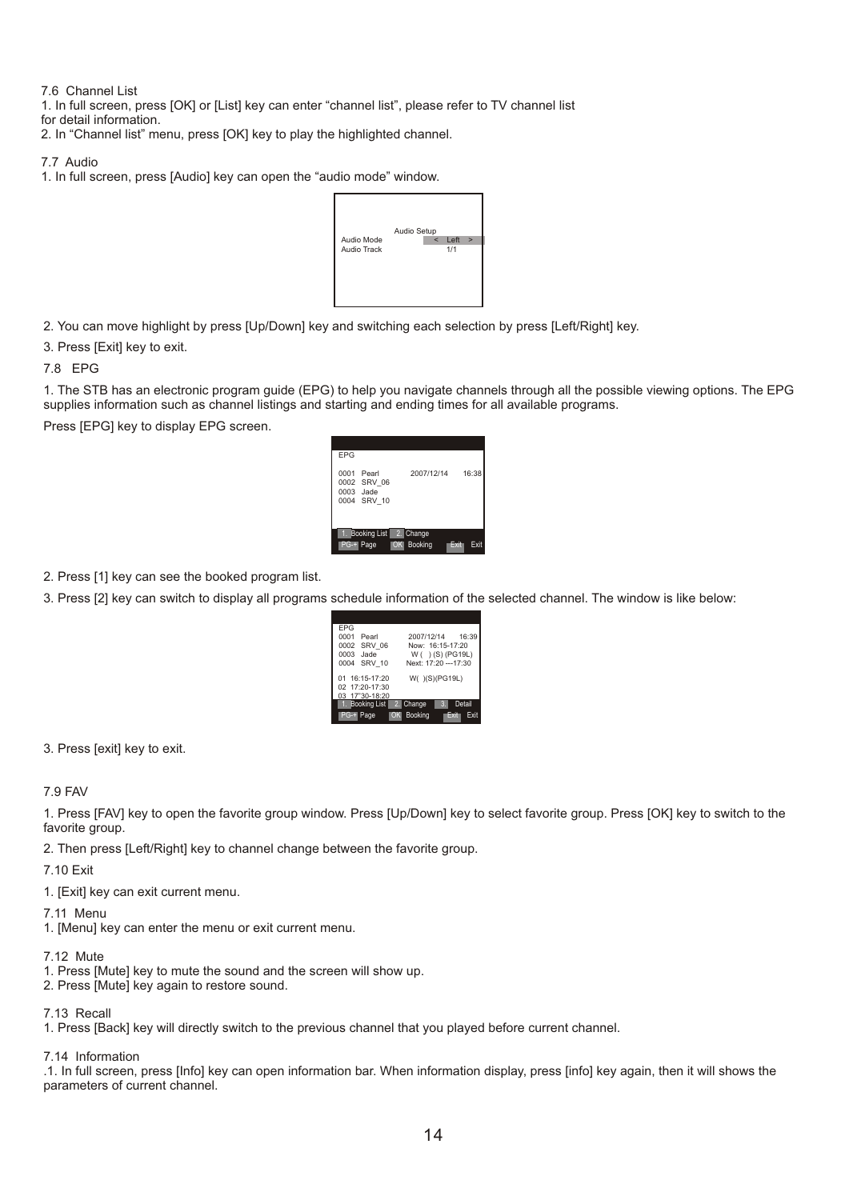## 7.6 Channel List

1. In full screen, press [OK] or [List] key can enter “channel list”, please refer to TV channel list for detail information.
2. In “Channel list” menu, press [OK] key to play the highlighted channel.

## 7.7 Audio

1. In full screen, press [Audio] key can open the “audio mode” window.

Audio Setup
Audio Mode < Left >
Audio Track 1/1

2. You can move highlight by press [Up/Down] key and switching each selection by press [Left/Right] key.
3. Press [Exit] key to exit.

## 7.8 EPG

1. The STB has an electronic program guide (EPG) to help you navigate channels through all the possible viewing options. The EPG supplies information such as channel listings and starting and ending times for all available programs.

Press [EPG] key to display EPG screen.

EPG
0001 Pearl 2007/12/14 16:38
0002 SRV_06
0003 Jade
0004 SRV_10
1. Booking List 2. Change
PG+- Page OK Booking Exit Exit

2. Press [1] key can see the booked program list.
3. Press [2] key can switch to display all programs schedule information of the selected channel. The window is like below:

EPG
0001 Pearl 2007/12/14 16:39
0002 SRV_06 Now: 16:15-17:20
0003 Jade W ( ) (S) (PG19L)
0004 SRV_10 Next: 17:20 ---17:30
01 16:15-17:20 W( )(S)(PG19L)
02 17:20-17:30
03 17:30-18:20
1. Booking List 2. Change 3. Detail
PG+- Page OK Booking Exit Exit

3. Press [exit] key to exit.

## 7.9 FAV

1. Press [FAV] key to open the favorite group window. Press [Up/Down] key to select favorite group. Press [OK] key to switch to the favorite group.
2. Then press [Left/Right] key to channel change between the favorite group.

## 7.10 Exit

1. [Exit] key can exit current menu.

## 7.11 Menu

1. [Menu] key can enter the menu or exit current menu.

## 7.12 Mute

1. Press [Mute] key to mute the sound and the screen will show up.
2. Press [Mute] key again to restore sound.

## 7.13 Recall

1. Press [Back] key will directly switch to the previous channel that you played before current channel.

## 7.14 Information

.1. In full screen, press [Info] key can open information bar. When information display, press [info] key again, then it will shows the parameters of current channel.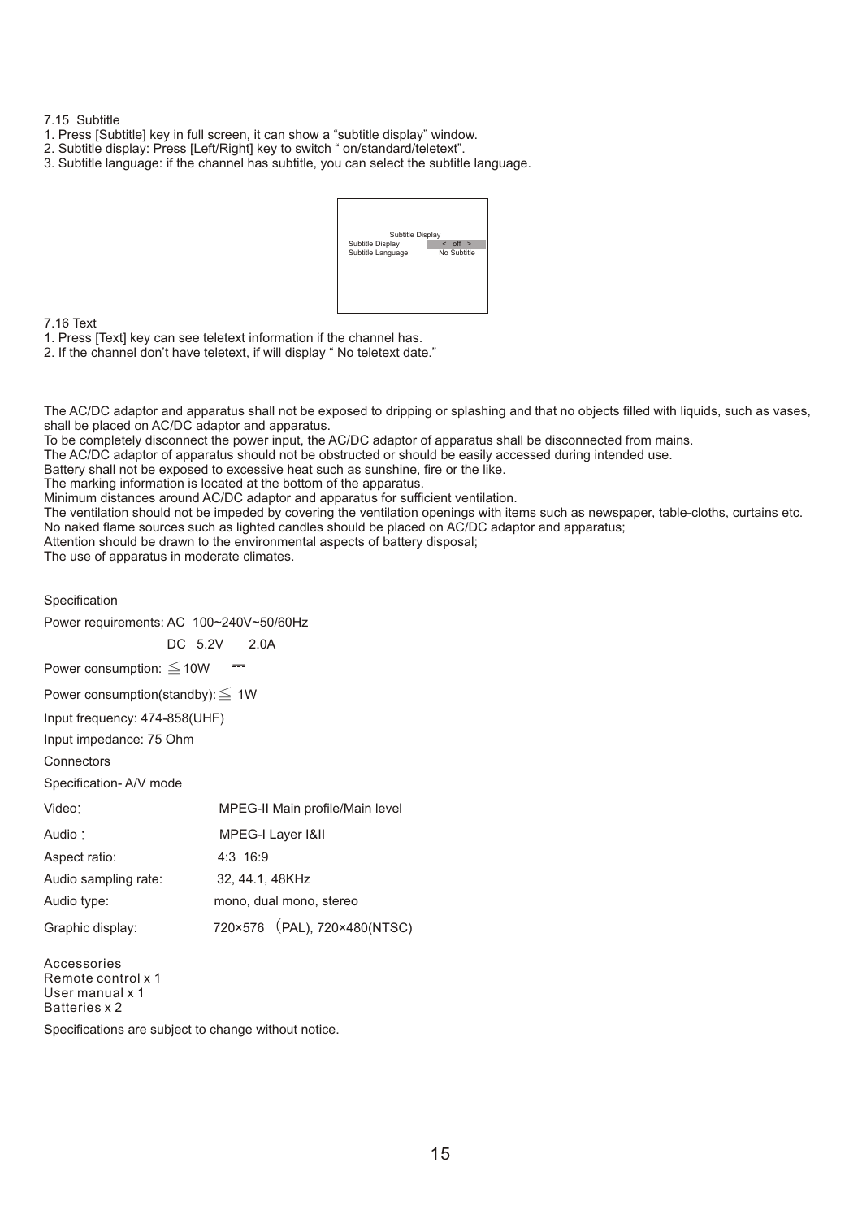7.15 Subtitle

1. Press [Subtitle] key in full screen, it can show a "subtitle display" window.
2. Subtitle display: Press [Left/Right] key to switch " on/standard/teletext".
3. Subtitle language: if the channel has subtitle, you can select the subtitle language.

| Subtitle Display | |
|---|---|
| Subtitle Display | < off > |
| Subtitle Language | No Subtitle |

7.16 Text

1. Press [Text] key can see teletext information if the channel has.
2. If the channel don't have teletext, if will display " No teletext date."

The AC/DC adaptor and apparatus shall not be exposed to dripping or splashing and that no objects filled with liquids, such as vases, shall be placed on AC/DC adaptor and apparatus.
To be completely disconnect the power input, the AC/DC adaptor of apparatus shall be disconnected from mains.
The AC/DC adaptor of apparatus should not be obstructed or should be easily accessed during intended use.
Battery shall not be exposed to excessive heat such as sunshine, fire or the like.
The marking information is located at the bottom of the apparatus.
Minimum distances around AC/DC adaptor and apparatus for sufficient ventilation.
The ventilation should not be impeded by covering the ventilation openings with items such as newspaper, table-cloths, curtains etc.
No naked flame sources such as lighted candles should be placed on AC/DC adaptor and apparatus;
Attention should be drawn to the environmental aspects of battery disposal;
The use of apparatus in moderate climates.

Specification

Power requirements: AC 100~240V~50/60Hz
DC 5.2V 2.0A

Power consumption: ≦10W

Power consumption(standby): ≦ 1W

Input frequency: 474-858(UHF)

Input impedance: 75 Ohm

Connectors

Specification- A/V mode

| | |
|---|---|
| Video: | MPEG-II Main profile/Main level |
| Audio : | MPEG-I Layer I&II |
| Aspect ratio: | 4:3 16:9 |
| Audio sampling rate: | 32, 44.1, 48KHz |
| Audio type: | mono, dual mono, stereo |
| Graphic display: | 720×576 (PAL), 720×480(NTSC) |

Accessories
Remote control x 1
User manual x 1
Batteries x 2

Specifications are subject to change without notice.